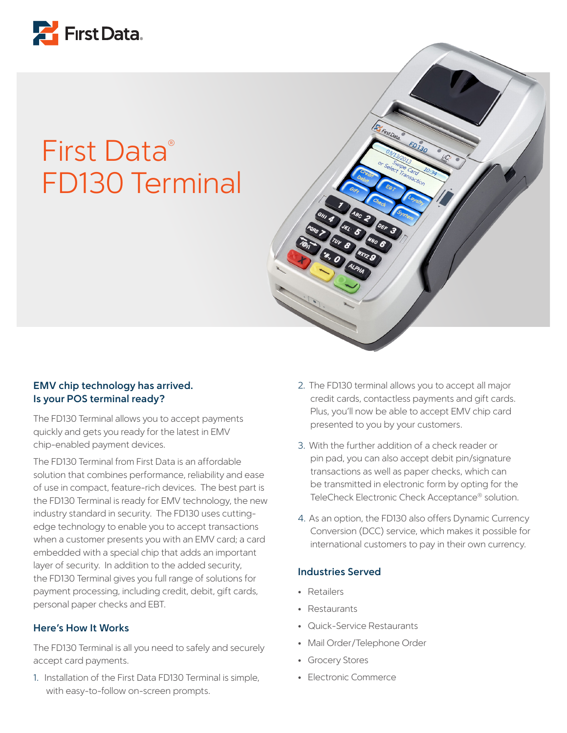# First Data® FD130 Terminal

## EMV chip technology has arrived. Is your POS terminal ready?

The FD130 Terminal allows you to accept payments quickly and gets you ready for the latest in EMV chip-enabled payment devices.

The FD130 Terminal from First Data is an affordable solution that combines performance, reliability and ease of use in compact, feature-rich devices. The best part is the FD130 Terminal is ready for EMV technology, the new industry standard in security. The FD130 uses cutting-edge technology to enable you to accept transactions when a customer presents you with an EMV card; a card embedded with a special chip that adds an important layer of security. In addition to the added security, the FD130 Terminal gives you full range of solutions for payment processing, including credit, debit, gift cards, personal paper checks and EBT.

## Here's How It Works

The FD130 Terminal is all you need to safely and securely accept card payments.

1. Installation of the First Data FD130 Terminal is simple, with easy-to-follow on-screen prompts.
2. The FD130 terminal allows you to accept all major credit cards, contactless payments and gift cards. Plus, you'll now be able to accept EMV chip card presented to you by your customers.
3. With the further addition of a check reader or pin pad, you can also accept debit pin/signature transactions as well as paper checks, which can be transmitted in electronic form by opting for the TeleCheck Electronic Check Acceptance® solution.
4. As an option, the FD130 also offers Dynamic Currency Conversion (DCC) service, which makes it possible for international customers to pay in their own currency.

## Industries Served

- Retailers
- Restaurants
- Quick-Service Restaurants
- Mail Order/Telephone Order
- Grocery Stores
- Electronic Commerce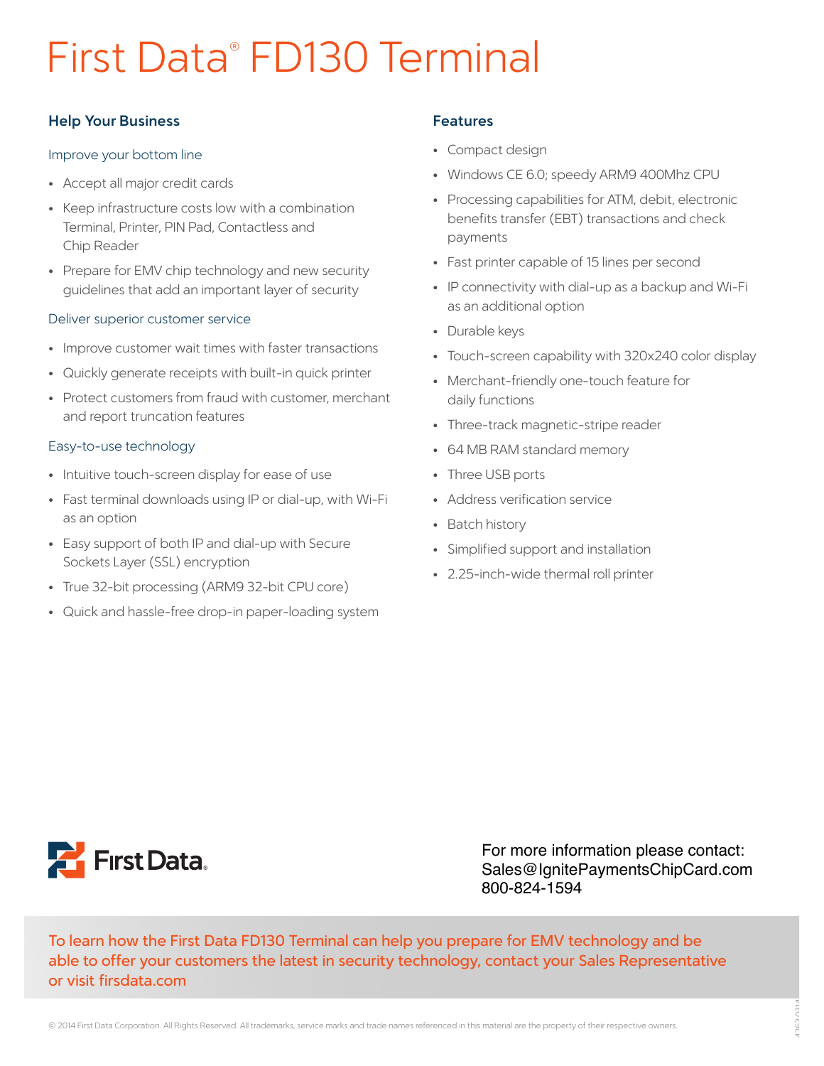# First Data® FD130 Terminal

## Help Your Business

### Improve your bottom line

- Accept all major credit cards
- Keep infrastructure costs low with a combination Terminal, Printer, PIN Pad, Contactless and Chip Reader
- Prepare for EMV chip technology and new security guidelines that add an important layer of security

### Deliver superior customer service

- Improve customer wait times with faster transactions
- Quickly generate receipts with built-in quick printer
- Protect customers from fraud with customer, merchant and report truncation features

### Easy-to-use technology

- Intuitive touch-screen display for ease of use
- Fast terminal downloads using IP or dial-up, with Wi-Fi as an option
- Easy support of both IP and dial-up with Secure Sockets Layer (SSL) encryption
- True 32-bit processing (ARM9 32-bit CPU core)
- Quick and hassle-free drop-in paper-loading system

## Features

- Compact design
- Windows CE 6.0; speedy ARM9 400Mhz CPU
- Processing capabilities for ATM, debit, electronic benefits transfer (EBT) transactions and check payments
- Fast printer capable of 15 lines per second
- IP connectivity with dial-up as a backup and Wi-Fi as an additional option
- Durable keys
- Touch-screen capability with 320x240 color display
- Merchant-friendly one-touch feature for daily functions
- Three-track magnetic-stripe reader
- 64 MB RAM standard memory
- Three USB ports
- Address verification service
- Batch history
- Simplified support and installation
- 2.25-inch-wide thermal roll printer

First Data.

For more information please contact:
Sales@IgnitePaymentsChipCard.com
800-824-1594

To learn how the First Data FD130 Terminal can help you prepare for EMV technology and be able to offer your customers the latest in security technology, contact your Sales Representative or visit firsdata.com

© 2014 First Data Corporation. All Rights Reserved. All trademarks, service marks and trade names referenced in this material are the property of their respective owners.